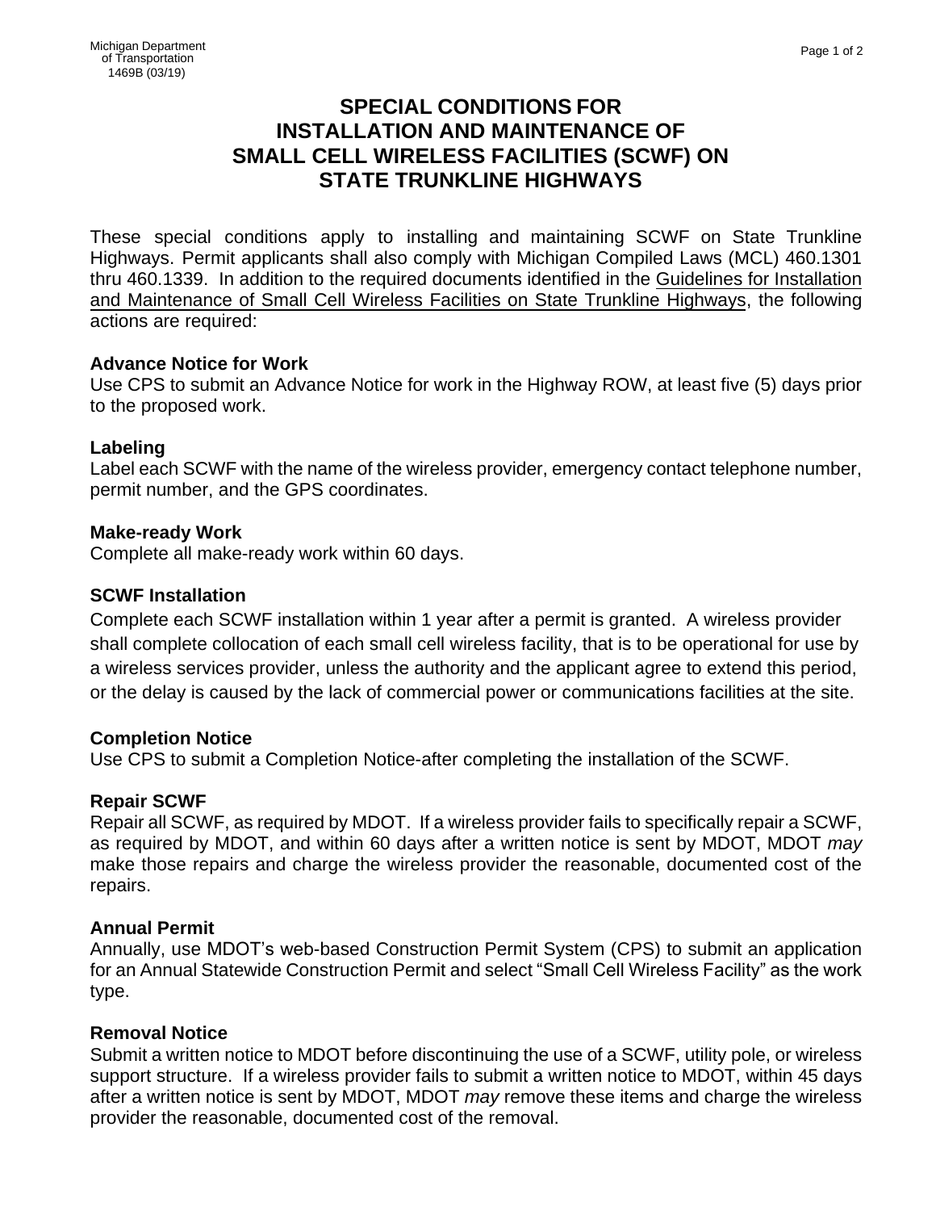Michigan Department of Transportation
1469B (03/19)

# SPECIAL CONDITIONS FOR INSTALLATION AND MAINTENANCE OF SMALL CELL WIRELESS FACILITIES (SCWF) ON STATE TRUNKLINE HIGHWAYS

These special conditions apply to installing and maintaining SCWF on State Trunkline Highways. Permit applicants shall also comply with Michigan Compiled Laws (MCL) 460.1301 thru 460.1339. In addition to the required documents identified in the Guidelines for Installation and Maintenance of Small Cell Wireless Facilities on State Trunkline Highways, the following actions are required:

**Advance Notice for Work**
Use CPS to submit an Advance Notice for work in the Highway ROW, at least five (5) days prior to the proposed work.

**Labeling**
Label each SCWF with the name of the wireless provider, emergency contact telephone number, permit number, and the GPS coordinates.

**Make-ready Work**
Complete all make-ready work within 60 days.

**SCWF Installation**
Complete each SCWF installation within 1 year after a permit is granted. A wireless provider shall complete collocation of each small cell wireless facility, that is to be operational for use by a wireless services provider, unless the authority and the applicant agree to extend this period, or the delay is caused by the lack of commercial power or communications facilities at the site.

**Completion Notice**
Use CPS to submit a Completion Notice-after completing the installation of the SCWF.

**Repair SCWF**
Repair all SCWF, as required by MDOT. If a wireless provider fails to specifically repair a SCWF, as required by MDOT, and within 60 days after a written notice is sent by MDOT, MDOT *may* make those repairs and charge the wireless provider the reasonable, documented cost of the repairs.

**Annual Permit**
Annually, use MDOT's web-based Construction Permit System (CPS) to submit an application for an Annual Statewide Construction Permit and select "Small Cell Wireless Facility" as the work type.

**Removal Notice**
Submit a written notice to MDOT before discontinuing the use of a SCWF, utility pole, or wireless support structure. If a wireless provider fails to submit a written notice to MDOT, within 45 days after a written notice is sent by MDOT, MDOT *may* remove these items and charge the wireless provider the reasonable, documented cost of the removal.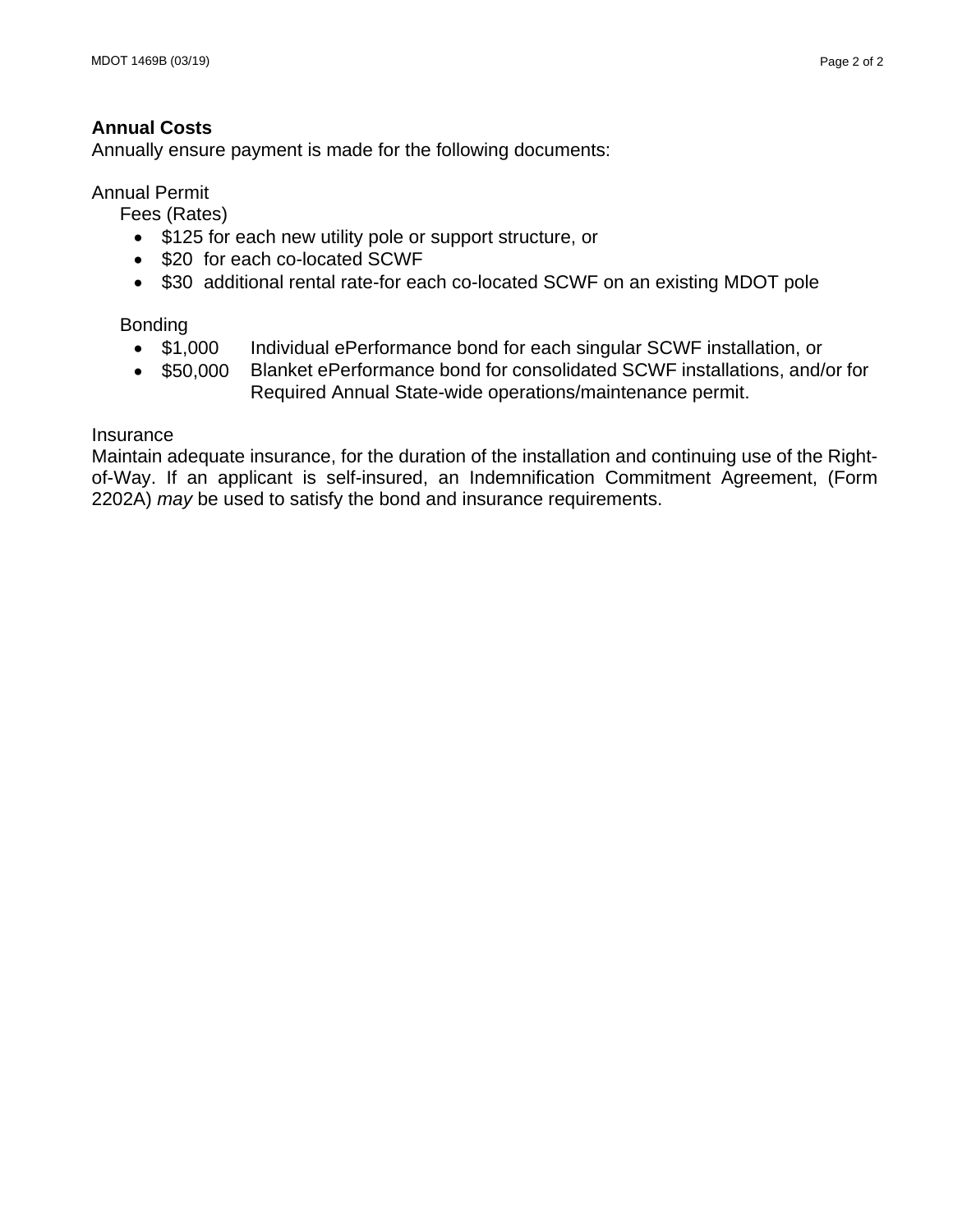**Annual Costs**
Annually ensure payment is made for the following documents:

Annual Permit

Fees (Rates)

- $125 for each new utility pole or support structure, or
- $20 for each co-located SCWF
- $30 additional rental rate-for each co-located SCWF on an existing MDOT pole

Bonding

- $1,000 Individual ePerformance bond for each singular SCWF installation, or
- $50,000 Blanket ePerformance bond for consolidated SCWF installations, and/or for Required Annual State-wide operations/maintenance permit.

Insurance
Maintain adequate insurance, for the duration of the installation and continuing use of the Right-of-Way. If an applicant is self-insured, an Indemnification Commitment Agreement, (Form 2202A) *may* be used to satisfy the bond and insurance requirements.